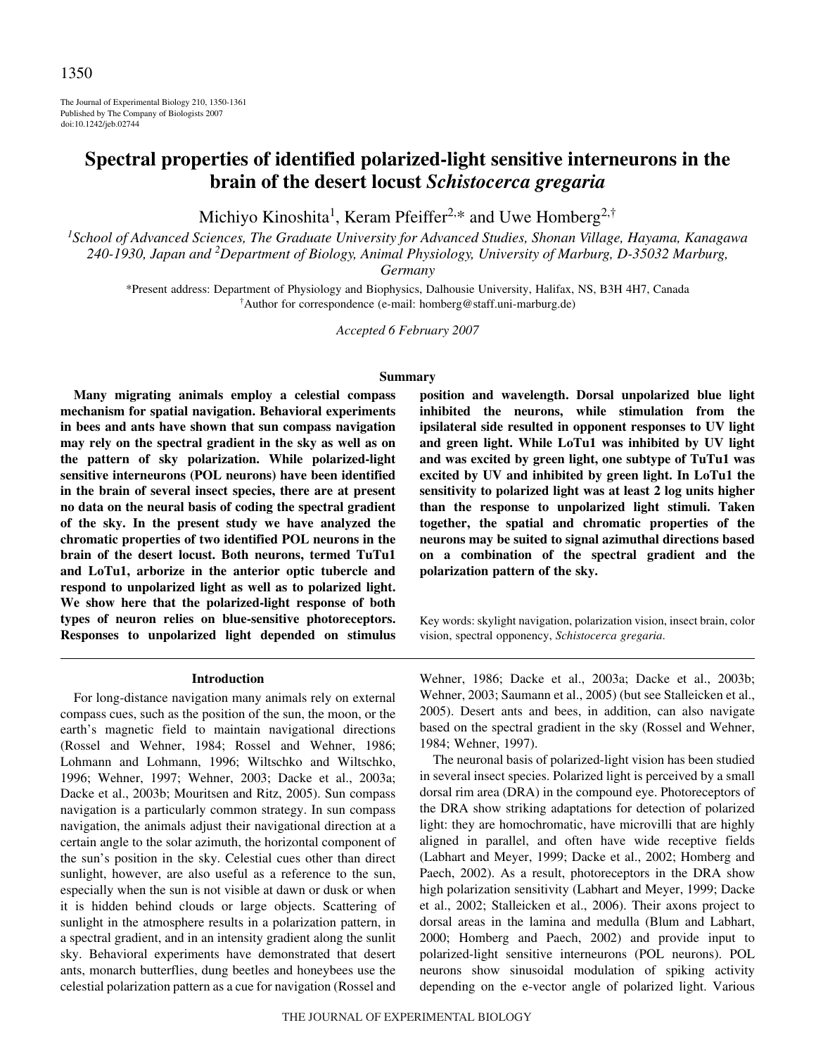# Spectral properties of identified polarized-light sensitive interneurons in the brain of the desert locust *Schistocerca gregaria*

Michiyo Kinoshita[1], Keram Pfeiffer[2,*] and Uwe Homberg[2,†]

[1]School of Advanced Sciences, The Graduate University for Advanced Studies, Shonan Village, Hayama, Kanagawa 240-1930, Japan and [2]Department of Biology, Animal Physiology, University of Marburg, D-35032 Marburg, Germany

*Present address: Department of Physiology and Biophysics, Dalhousie University, Halifax, NS, B3H 4H7, Canada
†Author for correspondence (e-mail: homberg@staff.uni-marburg.de)

*Accepted 6 February 2007*

## Summary

**Many migrating animals employ a celestial compass mechanism for spatial navigation. Behavioral experiments in bees and ants have shown that sun compass navigation may rely on the spectral gradient in the sky as well as on the pattern of sky polarization. While polarized-light sensitive interneurons (POL neurons) have been identified in the brain of several insect species, there are at present no data on the neural basis of coding the spectral gradient of the sky. In the present study we have analyzed the chromatic properties of two identified POL neurons in the brain of the desert locust. Both neurons, termed TuTu1 and LoTu1, arborize in the anterior optic tubercle and respond to unpolarized light as well as to polarized light. We show here that the polarized-light response of both types of neuron relies on blue-sensitive photoreceptors. Responses to unpolarized light depended on stimulus position and wavelength. Dorsal unpolarized blue light inhibited the neurons, while stimulation from the ipsilateral side resulted in opponent responses to UV light and green light. While LoTu1 was inhibited by UV light and was excited by green light, one subtype of TuTu1 was excited by UV and inhibited by green light. In LoTu1 the sensitivity to polarized light was at least 2 log units higher than the response to unpolarized light stimuli. Taken together, the spatial and chromatic properties of the neurons may be suited to signal azimuthal directions based on a combination of the spectral gradient and the polarization pattern of the sky.**

Key words: skylight navigation, polarization vision, insect brain, color vision, spectral opponency, *Schistocerca gregaria*.

## Introduction

For long-distance navigation many animals rely on external compass cues, such as the position of the sun, the moon, or the earth's magnetic field to maintain navigational directions (Rossel and Wehner, 1984; Rossel and Wehner, 1986; Lohmann and Lohmann, 1996; Wiltschko and Wiltschko, 1996; Wehner, 1997; Wehner, 2003; Dacke et al., 2003a; Dacke et al., 2003b; Mouritsen and Ritz, 2005). Sun compass navigation is a particularly common strategy. In sun compass navigation, the animals adjust their navigational direction at a certain angle to the solar azimuth, the horizontal component of the sun's position in the sky. Celestial cues other than direct sunlight, however, are also useful as a reference to the sun, especially when the sun is not visible at dawn or dusk or when it is hidden behind clouds or large objects. Scattering of sunlight in the atmosphere results in a polarization pattern, in a spectral gradient, and in an intensity gradient along the sunlit sky. Behavioral experiments have demonstrated that desert ants, monarch butterflies, dung beetles and honeybees use the celestial polarization pattern as a cue for navigation (Rossel and Wehner, 1986; Dacke et al., 2003a; Dacke et al., 2003b; Wehner, 2003; Saumann et al., 2005) (but see Stalleicken et al., 2005). Desert ants and bees, in addition, can also navigate based on the spectral gradient in the sky (Rossel and Wehner, 1984; Wehner, 1997).

The neuronal basis of polarized-light vision has been studied in several insect species. Polarized light is perceived by a small dorsal rim area (DRA) in the compound eye. Photoreceptors of the DRA show striking adaptations for detection of polarized light: they are homochromatic, have microvilli that are highly aligned in parallel, and often have wide receptive fields (Labhart and Meyer, 1999; Dacke et al., 2002; Homberg and Paech, 2002). As a result, photoreceptors in the DRA show high polarization sensitivity (Labhart and Meyer, 1999; Dacke et al., 2002; Stalleicken et al., 2006). Their axons project to dorsal areas in the lamina and medulla (Blum and Labhart, 2000; Homberg and Paech, 2002) and provide input to polarized-light sensitive interneurons (POL neurons). POL neurons show sinusoidal modulation of spiking activity depending on the e-vector angle of polarized light. Various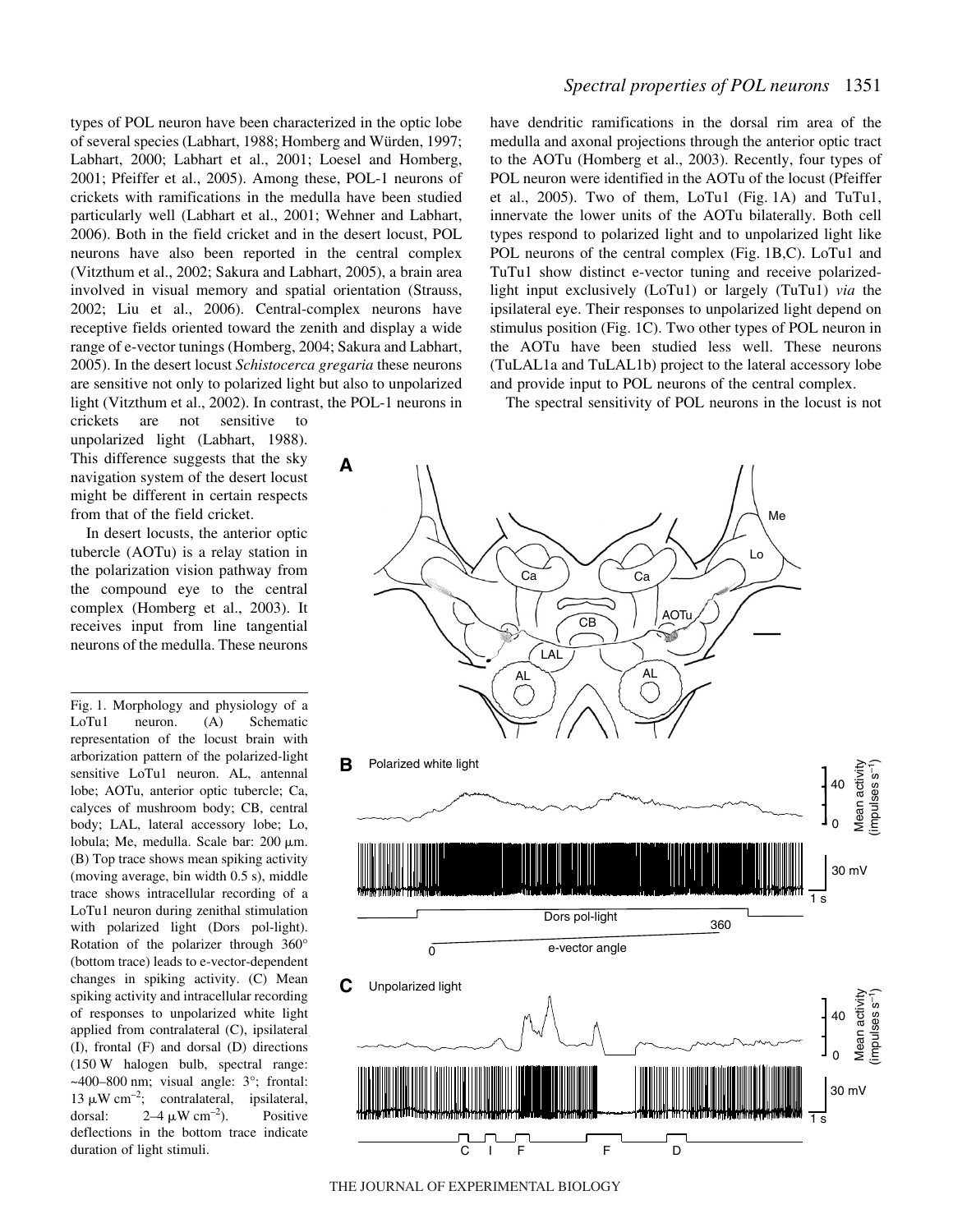types of POL neuron have been characterized in the optic lobe of several species (Labhart, 1988; Homberg and Würden, 1997; Labhart, 2000; Labhart et al., 2001; Loesel and Homberg, 2001; Pfeiffer et al., 2005). Among these, POL-1 neurons of crickets with ramifications in the medulla have been studied particularly well (Labhart et al., 2001; Wehner and Labhart, 2006). Both in the field cricket and in the desert locust, POL neurons have also been reported in the central complex (Vitzthum et al., 2002; Sakura and Labhart, 2005), a brain area involved in visual memory and spatial orientation (Strauss, 2002; Liu et al., 2006). Central-complex neurons have receptive fields oriented toward the zenith and display a wide range of e-vector tunings (Homberg, 2004; Sakura and Labhart, 2005). In the desert locust *Schistocerca gregaria* these neurons are sensitive not only to polarized light but also to unpolarized light (Vitzthum et al., 2002). In contrast, the POL-1 neurons in crickets are not sensitive to unpolarized light (Labhart, 1988). This difference suggests that the sky navigation system of the desert locust might be different in certain respects from that of the field cricket.

In desert locusts, the anterior optic tubercle (AOTu) is a relay station in the polarization vision pathway from the compound eye to the central complex (Homberg et al., 2003). It receives input from line tangential neurons of the medulla. These neurons have dendritic ramifications in the dorsal rim area of the medulla and axonal projections through the anterior optic tract to the AOTu (Homberg et al., 2003). Recently, four types of POL neuron were identified in the AOTu of the locust (Pfeiffer et al., 2005). Two of them, LoTu1 (Fig. 1A) and TuTu1, innervate the lower units of the AOTu bilaterally. Both cell types respond to polarized light and to unpolarized light like POL neurons of the central complex (Fig. 1B,C). LoTu1 and TuTu1 show distinct e-vector tuning and receive polarized-light input exclusively (LoTu1) or largely (TuTu1) *via* the ipsilateral eye. Their responses to unpolarized light depend on stimulus position (Fig. 1C). Two other types of POL neuron in the AOTu have been studied less well. These neurons (TuLAL1a and TuLAL1b) project to the lateral accessory lobe and provide input to POL neurons of the central complex.

The spectral sensitivity of POL neurons in the locust is not

Fig. 1. Morphology and physiology of a LoTu1 neuron. (A) Schematic representation of the locust brain with arborization pattern of the polarized-light sensitive LoTu1 neuron. AL, antennal lobe; AOTu, anterior optic tubercle; Ca, calyces of mushroom body; CB, central body; LAL, lateral accessory lobe; Lo, lobula; Me, medulla. Scale bar: 200 μm. (B) Top trace shows mean spiking activity (moving average, bin width 0.5 s), middle trace shows intracellular recording of a LoTu1 neuron during zenithal stimulation with polarized light (Dors pol-light). Rotation of the polarizer through 360° (bottom trace) leads to e-vector-dependent changes in spiking activity. (C) Mean spiking activity and intracellular recording of responses to unpolarized white light applied from contralateral (C), ipsilateral (I), frontal (F) and dorsal (D) directions (150 W halogen bulb, spectral range: ~400–800 nm; visual angle: 3°; frontal: 13 μW cm$^{-2}$; contralateral, ipsilateral, dorsal: 2–4 μW cm$^{-2}$). Positive deflections in the bottom trace indicate duration of light stimuli.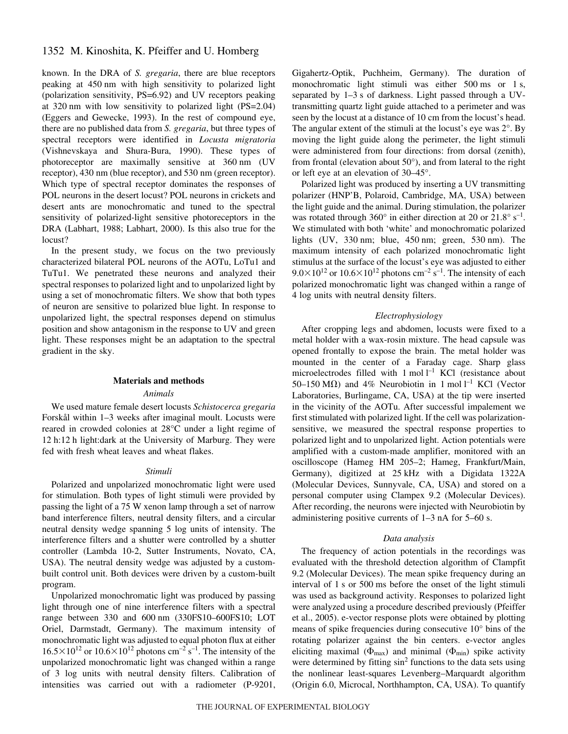known. In the DRA of *S. gregaria*, there are blue receptors peaking at 450 nm with high sensitivity to polarized light (polarization sensitivity, PS=6.92) and UV receptors peaking at 320 nm with low sensitivity to polarized light (PS=2.04) (Eggers and Gewecke, 1993). In the rest of compound eye, there are no published data from *S. gregaria*, but three types of spectral receptors were identified in *Locusta migratoria* (Vishnevskaya and Shura-Bura, 1990). These types of photoreceptor are maximally sensitive at 360 nm (UV receptor), 430 nm (blue receptor), and 530 nm (green receptor). Which type of spectral receptor dominates the responses of POL neurons in the desert locust? POL neurons in crickets and desert ants are monochromatic and tuned to the spectral sensitivity of polarized-light sensitive photoreceptors in the DRA (Labhart, 1988; Labhart, 2000). Is this also true for the locust?

In the present study, we focus on the two previously characterized bilateral POL neurons of the AOTu, LoTu1 and TuTu1. We penetrated these neurons and analyzed their spectral responses to polarized light and to unpolarized light by using a set of monochromatic filters. We show that both types of neuron are sensitive to polarized blue light. In response to unpolarized light, the spectral responses depend on stimulus position and show antagonism in the response to UV and green light. These responses might be an adaptation to the spectral gradient in the sky.

## Materials and methods

### *Animals*

We used mature female desert locusts *Schistocerca gregaria* Forskål within 1–3 weeks after imaginal moult. Locusts were reared in crowded colonies at 28°C under a light regime of 12 h:12 h light:dark at the University of Marburg. They were fed with fresh wheat leaves and wheat flakes.

### *Stimuli*

Polarized and unpolarized monochromatic light were used for stimulation. Both types of light stimuli were provided by passing the light of a 75 W xenon lamp through a set of narrow band interference filters, neutral density filters, and a circular neutral density wedge spanning 5 log units of intensity. The interference filters and a shutter were controlled by a shutter controller (Lambda 10-2, Sutter Instruments, Novato, CA, USA). The neutral density wedge was adjusted by a custom-built control unit. Both devices were driven by a custom-built program.

Unpolarized monochromatic light was produced by passing light through one of nine interference filters with a spectral range between 330 and 600 nm (330FS10–600FS10; LOT Oriel, Darmstadt, Germany). The maximum intensity of monochromatic light was adjusted to equal photon flux at either $16.5\times10^{12}$ or $10.6\times10^{12}$ photons cm$^{-2}$ s$^{-1}$. The intensity of the unpolarized monochromatic light was changed within a range of 3 log units with neutral density filters. Calibration of intensities was carried out with a radiometer (P-9201, Gigahertz-Optik, Puchheim, Germany). The duration of monochromatic light stimuli was either 500 ms or 1 s, separated by 1–3 s of darkness. Light passed through a UV-transmitting quartz light guide attached to a perimeter and was seen by the locust at a distance of 10 cm from the locust's head. The angular extent of the stimuli at the locust's eye was 2°. By moving the light guide along the perimeter, the light stimuli were administered from four directions: from dorsal (zenith), from frontal (elevation about 50°), and from lateral to the right or left eye at an elevation of 30–45°.

Polarized light was produced by inserting a UV transmitting polarizer (HNP'B, Polaroid, Cambridge, MA, USA) between the light guide and the animal. During stimulation, the polarizer was rotated through 360° in either direction at 20 or 21.8° s$^{-1}$. We stimulated with both 'white' and monochromatic polarized lights (UV, 330 nm; blue, 450 nm; green, 530 nm). The maximum intensity of each polarized monochromatic light stimulus at the surface of the locust's eye was adjusted to either $9.0\times10^{12}$ or $10.6\times10^{12}$ photons cm$^{-2}$ s$^{-1}$. The intensity of each polarized monochromatic light was changed within a range of 4 log units with neutral density filters.

### *Electrophysiology*

After cropping legs and abdomen, locusts were fixed to a metal holder with a wax-rosin mixture. The head capsule was opened frontally to expose the brain. The metal holder was mounted in the center of a Faraday cage. Sharp glass microelectrodes filled with 1 mol l$^{-1}$ KCl (resistance about 50–150 MΩ) and 4% Neurobiotin in 1 mol l$^{-1}$ KCl (Vector Laboratories, Burlingame, CA, USA) at the tip were inserted in the vicinity of the AOTu. After successful impalement we first stimulated with polarized light. If the cell was polarization-sensitive, we measured the spectral response properties to polarized light and to unpolarized light. Action potentials were amplified with a custom-made amplifier, monitored with an oscilloscope (Hameg HM 205–2; Hameg, Frankfurt/Main, Germany), digitized at 25 kHz with a Digidata 1322A (Molecular Devices, Sunnyvale, CA, USA) and stored on a personal computer using Clampex 9.2 (Molecular Devices). After recording, the neurons were injected with Neurobiotin by administering positive currents of 1–3 nA for 5–60 s.

### *Data analysis*

The frequency of action potentials in the recordings was evaluated with the threshold detection algorithm of Clampfit 9.2 (Molecular Devices). The mean spike frequency during an interval of 1 s or 500 ms before the onset of the light stimuli was used as background activity. Responses to polarized light were analyzed using a procedure described previously (Pfeiffer et al., 2005). e-vector response plots were obtained by plotting means of spike frequencies during consecutive 10° bins of the rotating polarizer against the bin centers. e-vector angles eliciting maximal ($\Phi_{max}$) and minimal ($\Phi_{min}$) spike activity were determined by fitting $\sin^2$ functions to the data sets using the nonlinear least-squares Levenberg–Marquardt algorithm (Origin 6.0, Microcal, Northhampton, CA, USA). To quantify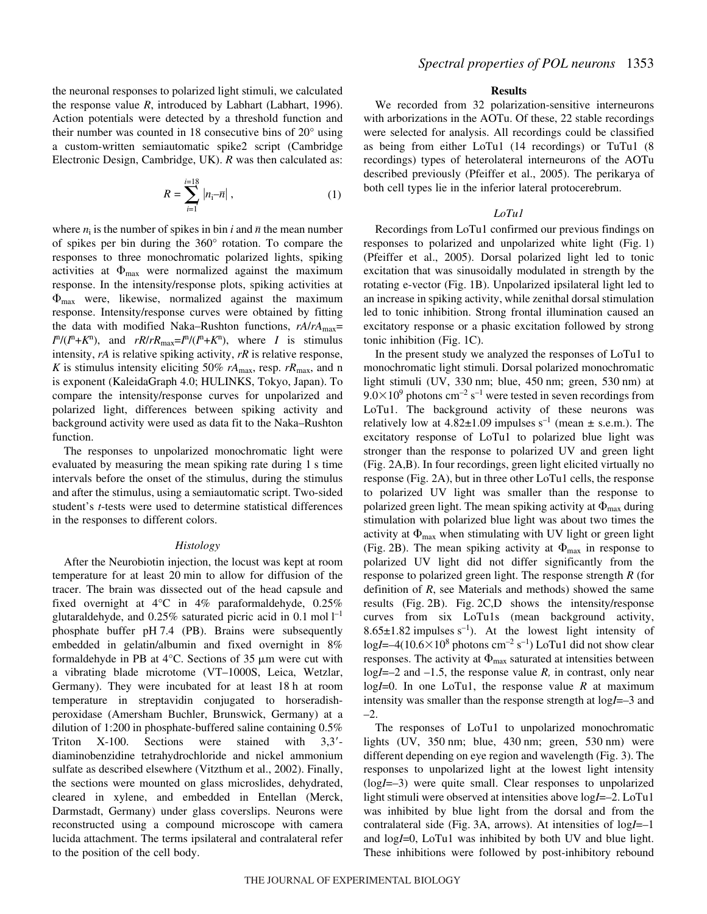the neuronal responses to polarized light stimuli, we calculated the response value $R$, introduced by Labhart (Labhart, 1996). Action potentials were detected by a threshold function and their number was counted in 18 consecutive bins of 20° using a custom-written semiautomatic spike2 script (Cambridge Electronic Design, Cambridge, UK). $R$ was then calculated as:

$$R = \sum_{i=1}^{i=18} |n_i - \bar{n}| \,, \qquad (1)$$

where $n_i$ is the number of spikes in bin $i$ and $\bar{n}$ the mean number of spikes per bin during the 360° rotation. To compare the responses to three monochromatic polarized lights, spiking activities at $\Phi_{max}$ were normalized against the maximum response. In the intensity/response plots, spiking activities at $\Phi_{max}$ were, likewise, normalized against the maximum response. Intensity/response curves were obtained by fitting the data with modified Naka–Rushton functions, $rA/rA_{max}=I^n/(I^n+K^n)$, and $rR/rR_{max}=I^n/(I^n+K^n)$, where $I$ is stimulus intensity, $rA$ is relative spiking activity, $rR$ is relative response, $K$ is stimulus intensity eliciting 50% $rA_{max}$, resp. $rR_{max}$, and n is exponent (KaleidaGraph 4.0; HULINKS, Tokyo, Japan). To compare the intensity/response curves for unpolarized and polarized light, differences between spiking activity and background activity were used as data fit to the Naka–Rushton function.

The responses to unpolarized monochromatic light were evaluated by measuring the mean spiking rate during 1 s time intervals before the onset of the stimulus, during the stimulus and after the stimulus, using a semiautomatic script. Two-sided student's $t$-tests were used to determine statistical differences in the responses to different colors.

### *Histology*

After the Neurobiotin injection, the locust was kept at room temperature for at least 20 min to allow for diffusion of the tracer. The brain was dissected out of the head capsule and fixed overnight at 4°C in 4% paraformaldehyde, 0.25% glutaraldehyde, and 0.25% saturated picric acid in 0.1 mol $l^{-1}$ phosphate buffer pH 7.4 (PB). Brains were subsequently embedded in gelatin/albumin and fixed overnight in 8% formaldehyde in PB at 4°C. Sections of 35 μm were cut with a vibrating blade microtome (VT–1000S, Leica, Wetzlar, Germany). They were incubated for at least 18 h at room temperature in streptavidin conjugated to horseradish-peroxidase (Amersham Buchler, Brunswick, Germany) at a dilution of 1:200 in phosphate-buffered saline containing 0.5% Triton X-100. Sections were stained with 3,3′-diaminobenzidine tetrahydrochloride and nickel ammonium sulfate as described elsewhere (Vitzthum et al., 2002). Finally, the sections were mounted on glass microslides, dehydrated, cleared in xylene, and embedded in Entellan (Merck, Darmstadt, Germany) under glass coverslips. Neurons were reconstructed using a compound microscope with camera lucida attachment. The terms ipsilateral and contralateral refer to the position of the cell body.

## Results

We recorded from 32 polarization-sensitive interneurons with arborizations in the AOTu. Of these, 22 stable recordings were selected for analysis. All recordings could be classified as being from either LoTu1 (14 recordings) or TuTu1 (8 recordings) types of heterolateral interneurons of the AOTu described previously (Pfeiffer et al., 2005). The perikarya of both cell types lie in the inferior lateral protocerebrum.

### *LoTu1*

Recordings from LoTu1 confirmed our previous findings on responses to polarized and unpolarized white light (Fig. 1) (Pfeiffer et al., 2005). Dorsal polarized light led to tonic excitation that was sinusoidally modulated in strength by the rotating e-vector (Fig. 1B). Unpolarized ipsilateral light led to an increase in spiking activity, while zenithal dorsal stimulation led to tonic inhibition. Strong frontal illumination caused an excitatory response or a phasic excitation followed by strong tonic inhibition (Fig. 1C).

In the present study we analyzed the responses of LoTu1 to monochromatic light stimuli. Dorsal polarized monochromatic light stimuli (UV, 330 nm; blue, 450 nm; green, 530 nm) at $9.0\times10^9$ photons $cm^{-2}$ $s^{-1}$ were tested in seven recordings from LoTu1. The background activity of these neurons was relatively low at 4.82±1.09 impulses $s^{-1}$ (mean ± s.e.m.). The excitatory response of LoTu1 to polarized blue light was stronger than the response to polarized UV and green light (Fig. 2A,B). In four recordings, green light elicited virtually no response (Fig. 2A), but in three other LoTu1 cells, the response to polarized UV light was smaller than the response to polarized green light. The mean spiking activity at $\Phi_{max}$ during stimulation with polarized blue light was about two times the activity at $\Phi_{max}$ when stimulating with UV light or green light (Fig. 2B). The mean spiking activity at $\Phi_{max}$ in response to polarized UV light did not differ significantly from the response to polarized green light. The response strength $R$ (for definition of $R$, see Materials and methods) showed the same results (Fig. 2B). Fig. 2C,D shows the intensity/response curves from six LoTu1s (mean background activity, 8.65±1.82 impulses $s^{-1}$). At the lowest light intensity of $\log I=-4$($10.6\times10^8$ photons $cm^{-2}$ $s^{-1}$) LoTu1 did not show clear responses. The activity at $\Phi_{max}$ saturated at intensities between $\log I=-2$ and $-1.5$, the response value $R$, in contrast, only near $\log I=0$. In one LoTu1, the response value $R$ at maximum intensity was smaller than the response strength at $\log I=-3$ and $-2$.

The responses of LoTu1 to unpolarized monochromatic lights (UV, 350 nm; blue, 430 nm; green, 530 nm) were different depending on eye region and wavelength (Fig. 3). The responses to unpolarized light at the lowest light intensity ($\log I=-3$) were quite small. Clear responses to unpolarized light stimuli were observed at intensities above $\log I=-2$. LoTu1 was inhibited by blue light from the dorsal and from the contralateral side (Fig. 3A, arrows). At intensities of $\log I=-1$ and $\log I=0$, LoTu1 was inhibited by both UV and blue light. These inhibitions were followed by post-inhibitory rebound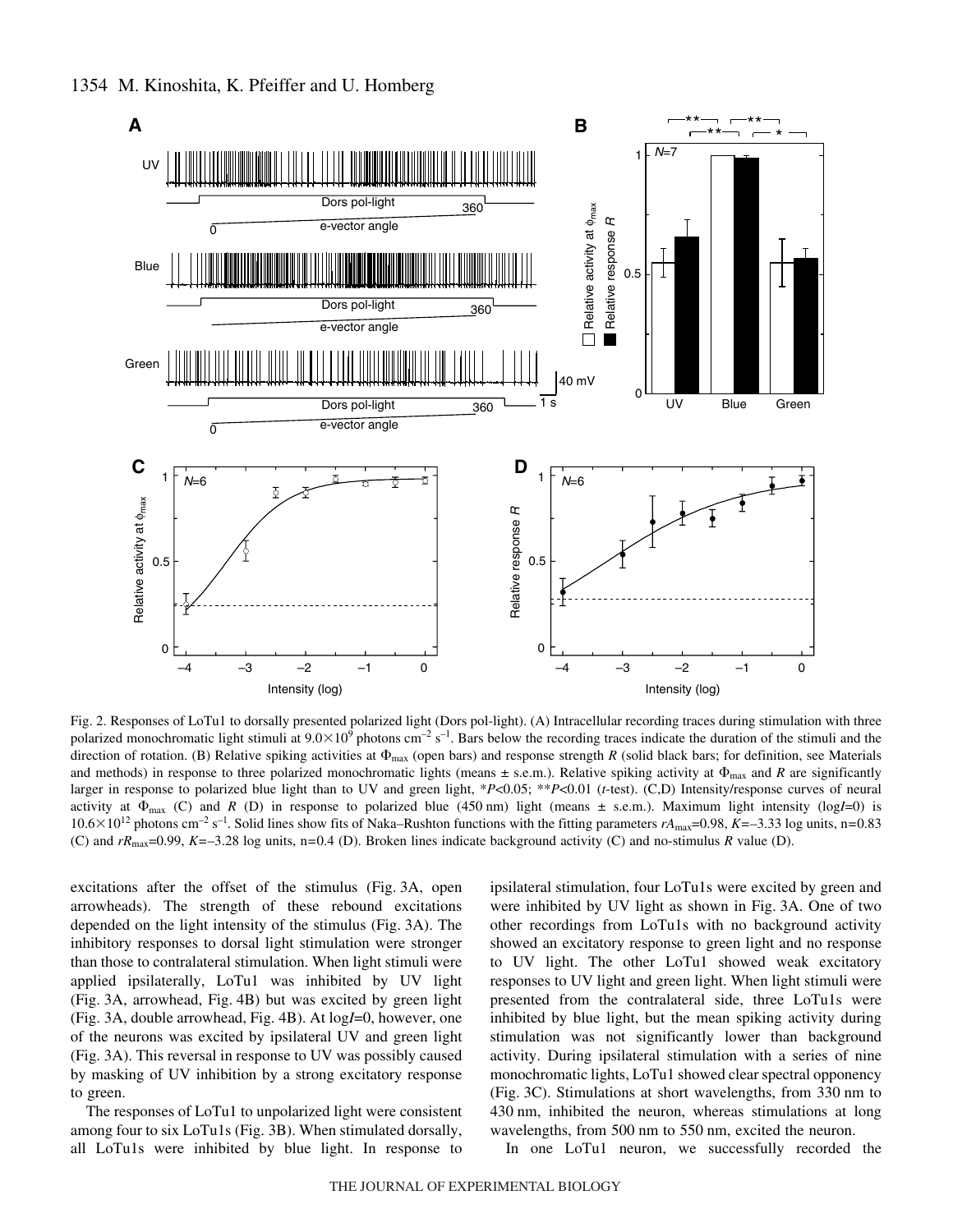Fig. 2. Responses of LoTu1 to dorsally presented polarized light (Dors pol-light). (A) Intracellular recording traces during stimulation with three polarized monochromatic light stimuli at $9.0\times10^{9}$ photons $cm^{-2}$ $s^{-1}$. Bars below the recording traces indicate the duration of the stimuli and the direction of rotation. (B) Relative spiking activities at $\Phi_{max}$ (open bars) and response strength *R* (solid black bars; for definition, see Materials and methods) in response to three polarized monochromatic lights (means ± s.e.m.). Relative spiking activity at $\Phi_{max}$ and *R* are significantly larger in response to polarized blue light than to UV and green light, \**P*<0.05; \*\**P*<0.01 (*t*-test). (C,D) Intensity/response curves of neural activity at $\Phi_{max}$ (C) and *R* (D) in response to polarized blue (450 nm) light (means ± s.e.m.). Maximum light intensity (log*I*=0) is $10.6\times10^{12}$ photons $cm^{-2}$ $s^{-1}$. Solid lines show fits of Naka–Rushton functions with the fitting parameters $rA_{max}$=0.98, *K*=–3.33 log units, n=0.83 (C) and $rR_{max}$=0.99, *K*=–3.28 log units, n=0.4 (D). Broken lines indicate background activity (C) and no-stimulus *R* value (D).

excitations after the offset of the stimulus (Fig. 3A, open arrowheads). The strength of these rebound excitations depended on the light intensity of the stimulus (Fig. 3A). The inhibitory responses to dorsal light stimulation were stronger than those to contralateral stimulation. When light stimuli were applied ipsilaterally, LoTu1 was inhibited by UV light (Fig. 3A, arrowhead, Fig. 4B) but was excited by green light (Fig. 3A, double arrowhead, Fig. 4B). At log*I*=0, however, one of the neurons was excited by ipsilateral UV and green light (Fig. 3A). This reversal in response to UV was possibly caused by masking of UV inhibition by a strong excitatory response to green.

The responses of LoTu1 to unpolarized light were consistent among four to six LoTu1s (Fig. 3B). When stimulated dorsally, all LoTu1s were inhibited by blue light. In response to ipsilateral stimulation, four LoTu1s were excited by green and were inhibited by UV light as shown in Fig. 3A. One of two other recordings from LoTu1s with no background activity showed an excitatory response to green light and no response to UV light. The other LoTu1 showed weak excitatory responses to UV light and green light. When light stimuli were presented from the contralateral side, three LoTu1s were inhibited by blue light, but the mean spiking activity during stimulation was not significantly lower than background activity. During ipsilateral stimulation with a series of nine monochromatic lights, LoTu1 showed clear spectral opponency (Fig. 3C). Stimulations at short wavelengths, from 330 nm to 430 nm, inhibited the neuron, whereas stimulations at long wavelengths, from 500 nm to 550 nm, excited the neuron.

In one LoTu1 neuron, we successfully recorded the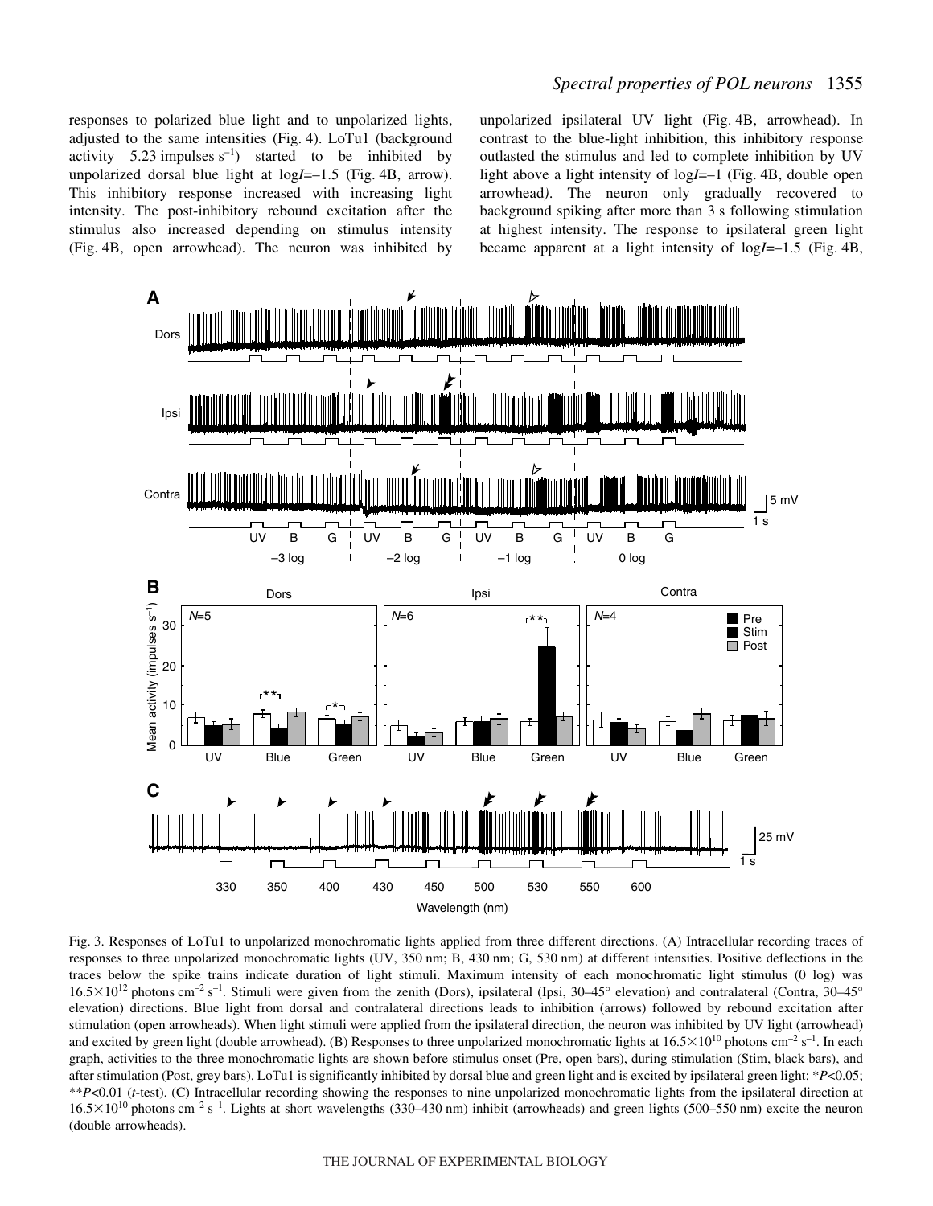responses to polarized blue light and to unpolarized lights, adjusted to the same intensities (Fig. 4). LoTu1 (background activity 5.23 impulses $s^{-1}$) started to be inhibited by unpolarized dorsal blue light at log*I*=–1.5 (Fig. 4B, arrow). This inhibitory response increased with increasing light intensity. The post-inhibitory rebound excitation after the stimulus also increased depending on stimulus intensity (Fig. 4B, open arrowhead). The neuron was inhibited by unpolarized ipsilateral UV light (Fig. 4B, arrowhead). In contrast to the blue-light inhibition, this inhibitory response outlasted the stimulus and led to complete inhibition by UV light above a light intensity of log*I*=–1 (Fig. 4B, double open arrowhead). The neuron only gradually recovered to background spiking after more than 3 s following stimulation at highest intensity. The response to ipsilateral green light became apparent at a light intensity of log*I*=–1.5 (Fig. 4B,

Fig. 3. Responses of LoTu1 to unpolarized monochromatic lights applied from three different directions. (A) Intracellular recording traces of responses to three unpolarized monochromatic lights (UV, 350 nm; B, 430 nm; G, 530 nm) at different intensities. Positive deflections in the traces below the spike trains indicate duration of light stimuli. Maximum intensity of each monochromatic light stimulus (0 log) was $16.5\times10^{12}$ photons $cm^{-2}$ $s^{-1}$. Stimuli were given from the zenith (Dors), ipsilateral (Ipsi, 30–45° elevation) and contralateral (Contra, 30–45° elevation) directions. Blue light from dorsal and contralateral directions leads to inhibition (arrows) followed by rebound excitation after stimulation (open arrowheads). When light stimuli were applied from the ipsilateral direction, the neuron was inhibited by UV light (arrowhead) and excited by green light (double arrowhead). (B) Responses to three unpolarized monochromatic lights at $16.5\times10^{10}$ photons $cm^{-2}$ $s^{-1}$. In each graph, activities to the three monochromatic lights are shown before stimulus onset (Pre, open bars), during stimulation (Stim, black bars), and after stimulation (Post, grey bars). LoTu1 is significantly inhibited by dorsal blue and green light and is excited by ipsilateral green light: \*$P<0.05$; \*\*$P<0.01$ (*t*-test). (C) Intracellular recording showing the responses to nine unpolarized monochromatic lights from the ipsilateral direction at $16.5\times10^{10}$ photons $cm^{-2}$ $s^{-1}$. Lights at short wavelengths (330–430 nm) inhibit (arrowheads) and green lights (500–550 nm) excite the neuron (double arrowheads).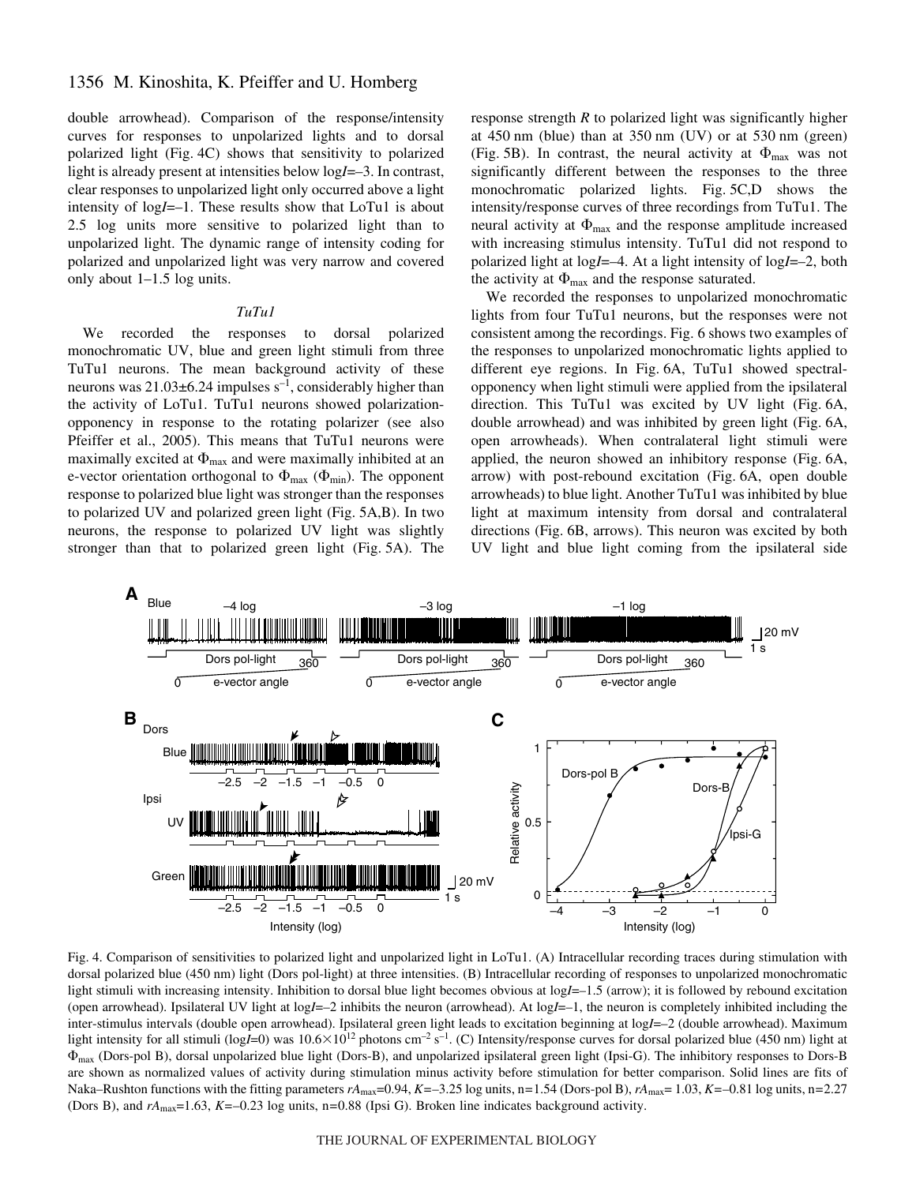double arrowhead). Comparison of the response/intensity curves for responses to unpolarized lights and to dorsal polarized light (Fig. 4C) shows that sensitivity to polarized light is already present at intensities below log$I$=–3. In contrast, clear responses to unpolarized light only occurred above a light intensity of log$I$=–1. These results show that LoTu1 is about 2.5 log units more sensitive to polarized light than to unpolarized light. The dynamic range of intensity coding for polarized and unpolarized light was very narrow and covered only about 1–1.5 log units.

### *TuTu1*

We recorded the responses to dorsal polarized monochromatic UV, blue and green light stimuli from three TuTu1 neurons. The mean background activity of these neurons was 21.03±6.24 impulses $s^{-1}$, considerably higher than the activity of LoTu1. TuTu1 neurons showed polarization-opponency in response to the rotating polarizer (see also Pfeiffer et al., 2005). This means that TuTu1 neurons were maximally excited at $\Phi_{max}$ and were maximally inhibited at an e-vector orientation orthogonal to $\Phi_{max}$ ($\Phi_{min}$). The opponent response to polarized blue light was stronger than the responses to polarized UV and polarized green light (Fig. 5A,B). In two neurons, the response to polarized UV light was slightly stronger than that to polarized green light (Fig. 5A). The response strength $R$ to polarized light was significantly higher at 450 nm (blue) than at 350 nm (UV) or at 530 nm (green) (Fig. 5B). In contrast, the neural activity at $\Phi_{max}$ was not significantly different between the responses to the three monochromatic polarized lights. Fig. 5C,D shows the intensity/response curves of three recordings from TuTu1. The neural activity at $\Phi_{max}$ and the response amplitude increased with increasing stimulus intensity. TuTu1 did not respond to polarized light at log$I$=–4. At a light intensity of log$I$=–2, both the activity at $\Phi_{max}$ and the response saturated.

We recorded the responses to unpolarized monochromatic lights from four TuTu1 neurons, but the responses were not consistent among the recordings. Fig. 6 shows two examples of the responses to unpolarized monochromatic lights applied to different eye regions. In Fig. 6A, TuTu1 showed spectral-opponency when light stimuli were applied from the ipsilateral direction. This TuTu1 was excited by UV light (Fig. 6A, double arrowhead) and was inhibited by green light (Fig. 6A, open arrowheads). When contralateral light stimuli were applied, the neuron showed an inhibitory response (Fig. 6A, arrow) with post-rebound excitation (Fig. 6A, open double arrowheads) to blue light. Another TuTu1 was inhibited by blue light at maximum intensity from dorsal and contralateral directions (Fig. 6B, arrows). This neuron was excited by both UV light and blue light coming from the ipsilateral side

Fig. 4. Comparison of sensitivities to polarized light and unpolarized light in LoTu1. (A) Intracellular recording traces during stimulation with dorsal polarized blue (450 nm) light (Dors pol-light) at three intensities. (B) Intracellular recording of responses to unpolarized monochromatic light stimuli with increasing intensity. Inhibition to dorsal blue light becomes obvious at log$I$=–1.5 (arrow); it is followed by rebound excitation (open arrowhead). Ipsilateral UV light at log$I$=–2 inhibits the neuron (arrowhead). At log$I$=–1, the neuron is completely inhibited including the inter-stimulus intervals (double open arrowhead). Ipsilateral green light leads to excitation beginning at log$I$=–2 (double arrowhead). Maximum light intensity for all stimuli (log$I$=0) was $10.6\times10^{12}$ photons $cm^{-2}$ $s^{-1}$. (C) Intensity/response curves for dorsal polarized blue (450 nm) light at $\Phi_{max}$ (Dors-pol B), dorsal unpolarized blue light (Dors-B), and unpolarized ipsilateral green light (Ipsi-G). The inhibitory responses to Dors-B are shown as normalized values of activity during stimulation minus activity before stimulation for better comparison. Solid lines are fits of Naka–Rushton functions with the fitting parameters $rA_{max}$=0.94, $K$=–3.25 log units, n=1.54 (Dors-pol B), $rA_{max}$= 1.03, $K$=–0.81 log units, n=2.27 (Dors B), and $rA_{max}$=1.63, $K$=–0.23 log units, n=0.88 (Ipsi G). Broken line indicates background activity.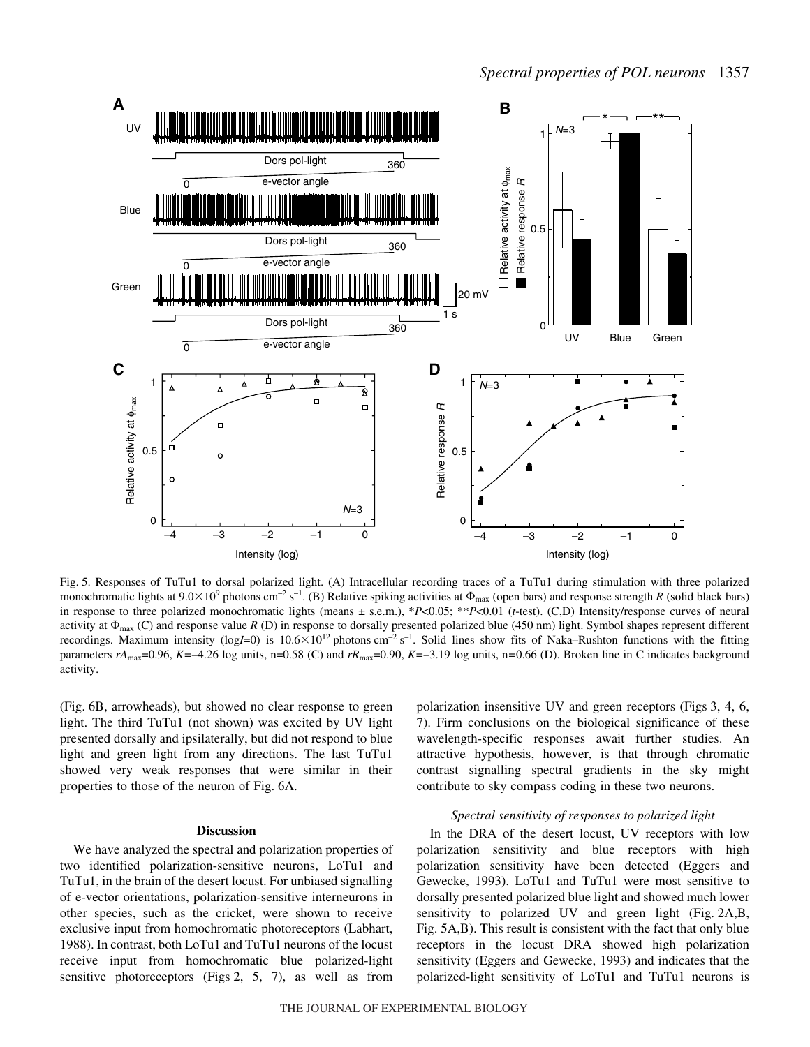Fig. 5. Responses of TuTu1 to dorsal polarized light. (A) Intracellular recording traces of a TuTu1 during stimulation with three polarized monochromatic lights at $9.0\times10^9$ photons cm$^{-2}$ s$^{-1}$. (B) Relative spiking activities at $\Phi_{max}$ (open bars) and response strength $R$ (solid black bars) in response to three polarized monochromatic lights (means ± s.e.m.), \**P*<0.05; \*\**P*<0.01 (*t*-test). (C,D) Intensity/response curves of neural activity at $\Phi_{max}$ (C) and response value $R$ (D) in response to dorsally presented polarized blue (450 nm) light. Symbol shapes represent different recordings. Maximum intensity (log$I$=0) is $10.6\times10^{12}$ photons cm$^{-2}$ s$^{-1}$. Solid lines show fits of Naka–Rushton functions with the fitting parameters $rA_{max}$=0.96, $K$=–4.26 log units, n=0.58 (C) and $rR_{max}$=0.90, $K$=–3.19 log units, n=0.66 (D). Broken line in C indicates background activity.

(Fig. 6B, arrowheads), but showed no clear response to green light. The third TuTu1 (not shown) was excited by UV light presented dorsally and ipsilaterally, but did not respond to blue light and green light from any directions. The last TuTu1 showed very weak responses that were similar in their properties to those of the neuron of Fig. 6A.

## Discussion

We have analyzed the spectral and polarization properties of two identified polarization-sensitive neurons, LoTu1 and TuTu1, in the brain of the desert locust. For unbiased signalling of e-vector orientations, polarization-sensitive interneurons in other species, such as the cricket, were shown to receive exclusive input from homochromatic photoreceptors (Labhart, 1988). In contrast, both LoTu1 and TuTu1 neurons of the locust receive input from homochromatic blue polarized-light sensitive photoreceptors (Figs 2, 5, 7), as well as from polarization insensitive UV and green receptors (Figs 3, 4, 6, 7). Firm conclusions on the biological significance of these wavelength-specific responses await further studies. An attractive hypothesis, however, is that through chromatic contrast signalling spectral gradients in the sky might contribute to sky compass coding in these two neurons.

### *Spectral sensitivity of responses to polarized light*

In the DRA of the desert locust, UV receptors with low polarization sensitivity and blue receptors with high polarization sensitivity have been detected (Eggers and Gewecke, 1993). LoTu1 and TuTu1 were most sensitive to dorsally presented polarized blue light and showed much lower sensitivity to polarized UV and green light (Fig. 2A,B, Fig. 5A,B). This result is consistent with the fact that only blue receptors in the locust DRA showed high polarization sensitivity (Eggers and Gewecke, 1993) and indicates that the polarized-light sensitivity of LoTu1 and TuTu1 neurons is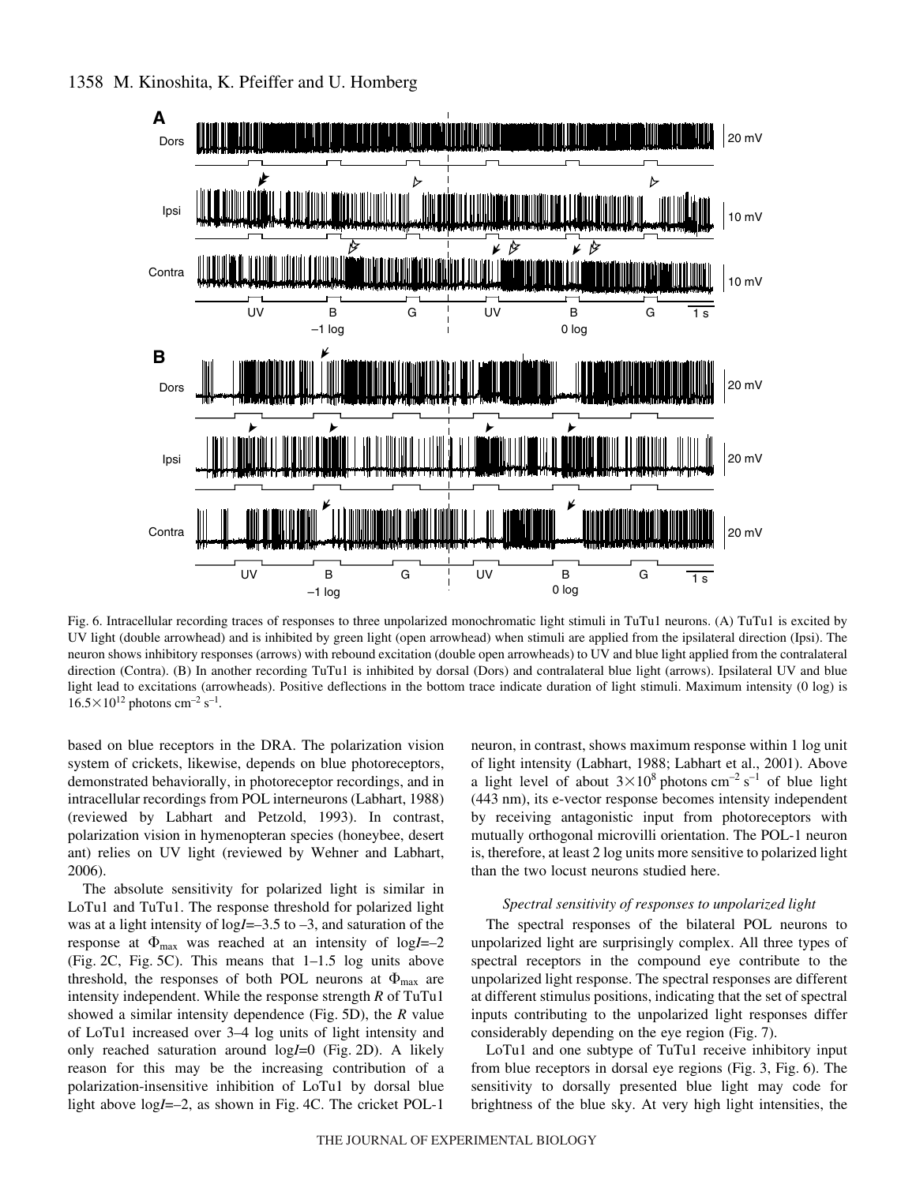Fig. 6. Intracellular recording traces of responses to three unpolarized monochromatic light stimuli in TuTu1 neurons. (A) TuTu1 is excited by UV light (double arrowhead) and is inhibited by green light (open arrowhead) when stimuli are applied from the ipsilateral direction (Ipsi). The neuron shows inhibitory responses (arrows) with rebound excitation (double open arrowheads) to UV and blue light applied from the contralateral direction (Contra). (B) In another recording TuTu1 is inhibited by dorsal (Dors) and contralateral blue light (arrows). Ipsilateral UV and blue light lead to excitations (arrowheads). Positive deflections in the bottom trace indicate duration of light stimuli. Maximum intensity (0 log) is $16.5\times10^{12}$ photons $cm^{-2}$ $s^{-1}$.

based on blue receptors in the DRA. The polarization vision system of crickets, likewise, depends on blue photoreceptors, demonstrated behaviorally, in photoreceptor recordings, and in intracellular recordings from POL interneurons (Labhart, 1988) (reviewed by Labhart and Petzold, 1993). In contrast, polarization vision in hymenopteran species (honeybee, desert ant) relies on UV light (reviewed by Wehner and Labhart, 2006).

The absolute sensitivity for polarized light is similar in LoTu1 and TuTu1. The response threshold for polarized light was at a light intensity of log*I*=–3.5 to –3, and saturation of the response at $\Phi_{max}$ was reached at an intensity of log*I*=–2 (Fig. 2C, Fig. 5C). This means that 1–1.5 log units above threshold, the responses of both POL neurons at $\Phi_{max}$ are intensity independent. While the response strength *R* of TuTu1 showed a similar intensity dependence (Fig. 5D), the *R* value of LoTu1 increased over 3–4 log units of light intensity and only reached saturation around log*I*=0 (Fig. 2D). A likely reason for this may be the increasing contribution of a polarization-insensitive inhibition of LoTu1 by dorsal blue light above log*I*=–2, as shown in Fig. 4C. The cricket POL-1 neuron, in contrast, shows maximum response within 1 log unit of light intensity (Labhart, 1988; Labhart et al., 2001). Above a light level of about $3\times10^8$ photons $cm^{-2}$ $s^{-1}$ of blue light (443 nm), its e-vector response becomes intensity independent by receiving antagonistic input from photoreceptors with mutually orthogonal microvilli orientation. The POL-1 neuron is, therefore, at least 2 log units more sensitive to polarized light than the two locust neurons studied here.

### *Spectral sensitivity of responses to unpolarized light*

The spectral responses of the bilateral POL neurons to unpolarized light are surprisingly complex. All three types of spectral receptors in the compound eye contribute to the unpolarized light response. The spectral responses are different at different stimulus positions, indicating that the set of spectral inputs contributing to the unpolarized light responses differ considerably depending on the eye region (Fig. 7).

LoTu1 and one subtype of TuTu1 receive inhibitory input from blue receptors in dorsal eye regions (Fig. 3, Fig. 6). The sensitivity to dorsally presented blue light may code for brightness of the blue sky. At very high light intensities, the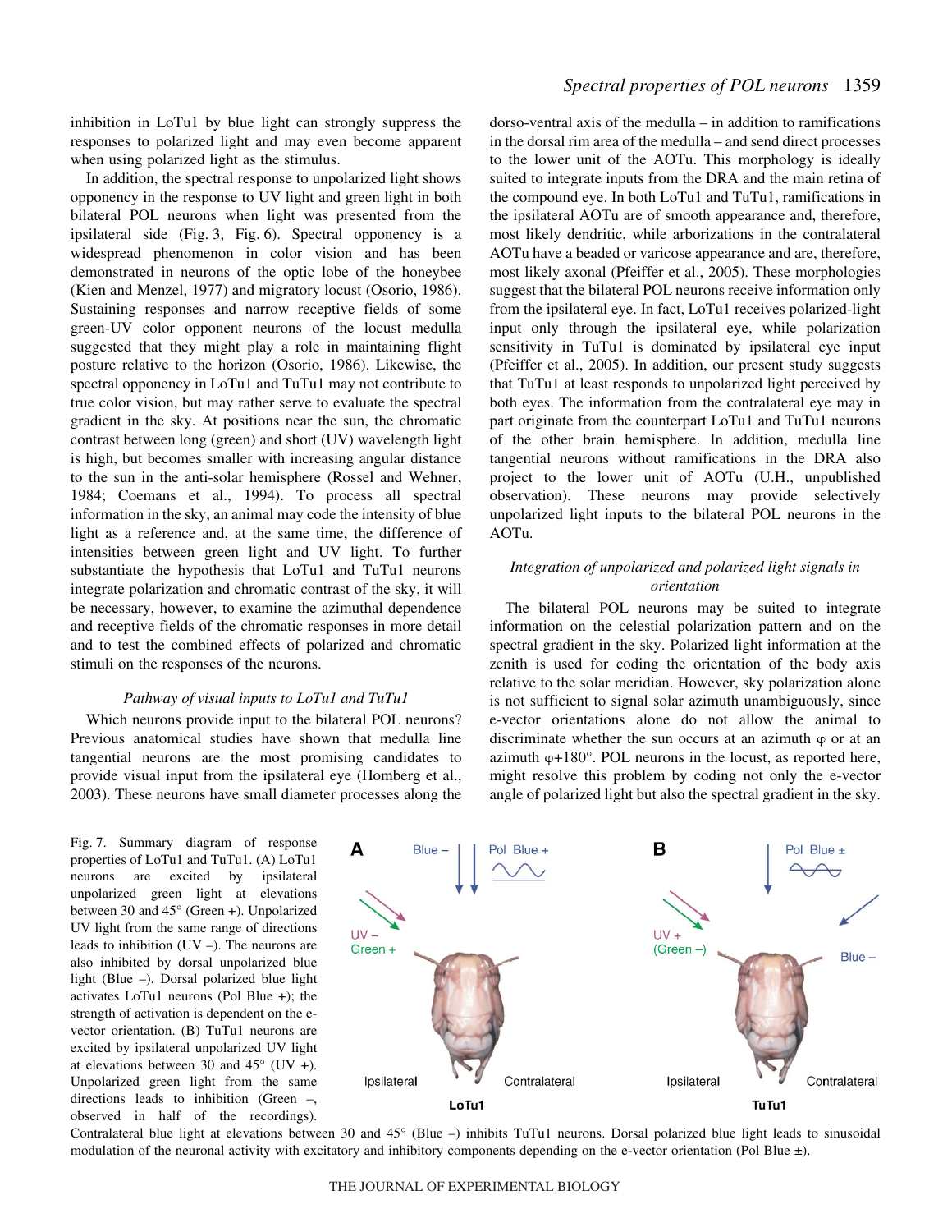inhibition in LoTu1 by blue light can strongly suppress the responses to polarized light and may even become apparent when using polarized light as the stimulus.

In addition, the spectral response to unpolarized light shows opponency in the response to UV light and green light in both bilateral POL neurons when light was presented from the ipsilateral side (Fig. 3, Fig. 6). Spectral opponency is a widespread phenomenon in color vision and has been demonstrated in neurons of the optic lobe of the honeybee (Kien and Menzel, 1977) and migratory locust (Osorio, 1986). Sustaining responses and narrow receptive fields of some green-UV color opponent neurons of the locust medulla suggested that they might play a role in maintaining flight posture relative to the horizon (Osorio, 1986). Likewise, the spectral opponency in LoTu1 and TuTu1 may not contribute to true color vision, but may rather serve to evaluate the spectral gradient in the sky. At positions near the sun, the chromatic contrast between long (green) and short (UV) wavelength light is high, but becomes smaller with increasing angular distance to the sun in the anti-solar hemisphere (Rossel and Wehner, 1984; Coemans et al., 1994). To process all spectral information in the sky, an animal may code the intensity of blue light as a reference and, at the same time, the difference of intensities between green light and UV light. To further substantiate the hypothesis that LoTu1 and TuTu1 neurons integrate polarization and chromatic contrast of the sky, it will be necessary, however, to examine the azimuthal dependence and receptive fields of the chromatic responses in more detail and to test the combined effects of polarized and chromatic stimuli on the responses of the neurons.

### *Pathway of visual inputs to LoTu1 and TuTu1*

Which neurons provide input to the bilateral POL neurons? Previous anatomical studies have shown that medulla line tangential neurons are the most promising candidates to provide visual input from the ipsilateral eye (Homberg et al., 2003). These neurons have small diameter processes along the dorso-ventral axis of the medulla – in addition to ramifications in the dorsal rim area of the medulla – and send direct processes to the lower unit of the AOTu. This morphology is ideally suited to integrate inputs from the DRA and the main retina of the compound eye. In both LoTu1 and TuTu1, ramifications in the ipsilateral AOTu are of smooth appearance and, therefore, most likely dendritic, while arborizations in the contralateral AOTu have a beaded or varicose appearance and are, therefore, most likely axonal (Pfeiffer et al., 2005). These morphologies suggest that the bilateral POL neurons receive information only from the ipsilateral eye. In fact, LoTu1 receives polarized-light input only through the ipsilateral eye, while polarization sensitivity in TuTu1 is dominated by ipsilateral eye input (Pfeiffer et al., 2005). In addition, our present study suggests that TuTu1 at least responds to unpolarized light perceived by both eyes. The information from the contralateral eye may in part originate from the counterpart LoTu1 and TuTu1 neurons of the other brain hemisphere. In addition, medulla line tangential neurons without ramifications in the DRA also project to the lower unit of AOTu (U.H., unpublished observation). These neurons may provide selectively unpolarized light inputs to the bilateral POL neurons in the AOTu.

### *Integration of unpolarized and polarized light signals in orientation*

The bilateral POL neurons may be suited to integrate information on the celestial polarization pattern and on the spectral gradient in the sky. Polarized light information at the zenith is used for coding the orientation of the body axis relative to the solar meridian. However, sky polarization alone is not sufficient to signal solar azimuth unambiguously, since e-vector orientations alone do not allow the animal to discriminate whether the sun occurs at an azimuth $\varphi$ or at an azimuth $\varphi$+180°. POL neurons in the locust, as reported here, might resolve this problem by coding not only the e-vector angle of polarized light but also the spectral gradient in the sky.

Fig. 7. Summary diagram of response properties of LoTu1 and TuTu1. (A) LoTu1 neurons are excited by ipsilateral unpolarized green light at elevations between 30 and 45° (Green +). Unpolarized UV light from the same range of directions leads to inhibition (UV –). The neurons are also inhibited by dorsal unpolarized blue light (Blue –). Dorsal polarized blue light activates LoTu1 neurons (Pol Blue +); the strength of activation is dependent on the e-vector orientation. (B) TuTu1 neurons are excited by ipsilateral unpolarized UV light at elevations between 30 and 45° (UV +). Unpolarized green light from the same directions leads to inhibition (Green –, observed in half of the recordings). Contralateral blue light at elevations between 30 and 45° (Blue –) inhibits TuTu1 neurons. Dorsal polarized blue light leads to sinusoidal modulation of the neuronal activity with excitatory and inhibitory components depending on the e-vector orientation (Pol Blue ±).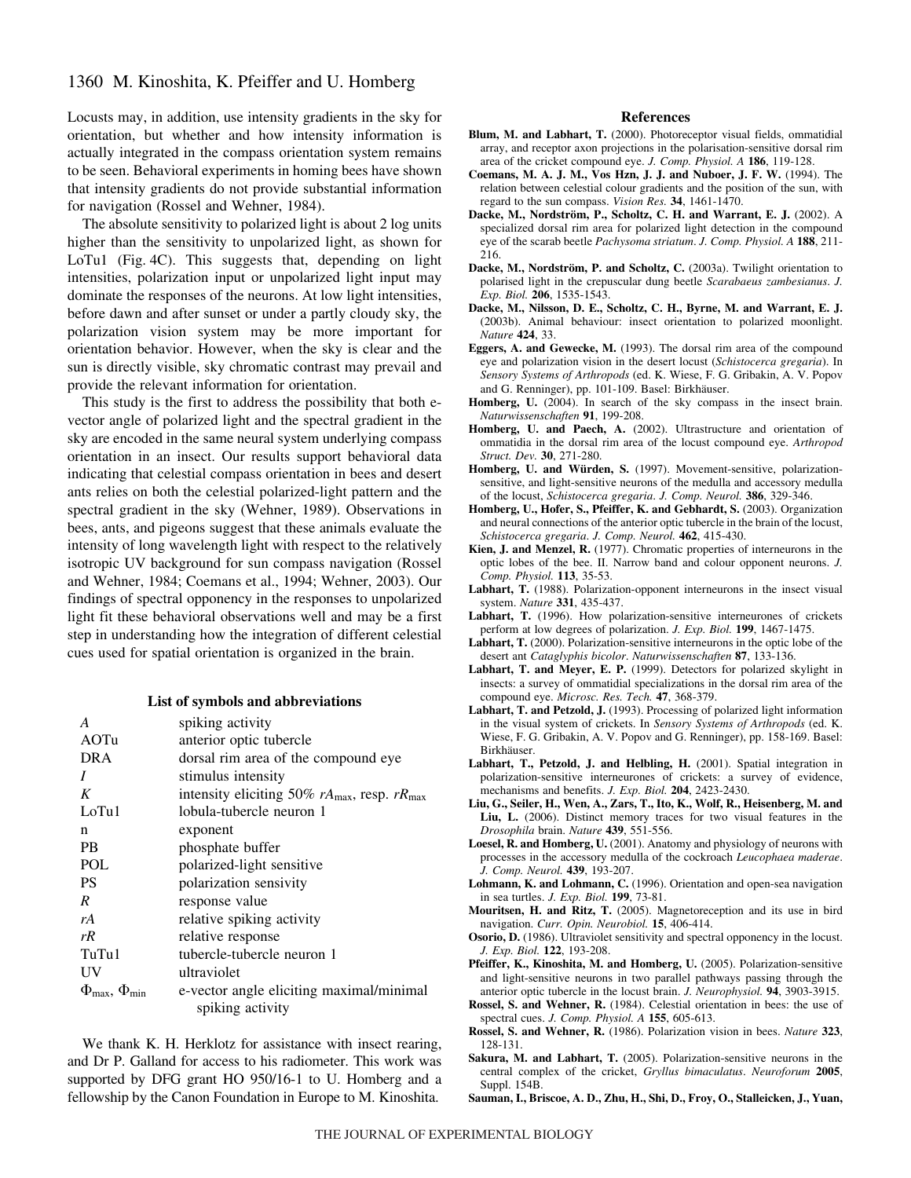Locusts may, in addition, use intensity gradients in the sky for orientation, but whether and how intensity information is actually integrated in the compass orientation system remains to be seen. Behavioral experiments in homing bees have shown that intensity gradients do not provide substantial information for navigation (Rossel and Wehner, 1984).

The absolute sensitivity to polarized light is about 2 log units higher than the sensitivity to unpolarized light, as shown for LoTu1 (Fig. 4C). This suggests that, depending on light intensities, polarization input or unpolarized light input may dominate the responses of the neurons. At low light intensities, before dawn and after sunset or under a partly cloudy sky, the polarization vision system may be more important for orientation behavior. However, when the sky is clear and the sun is directly visible, sky chromatic contrast may prevail and provide the relevant information for orientation.

This study is the first to address the possibility that both e-vector angle of polarized light and the spectral gradient in the sky are encoded in the same neural system underlying compass orientation in an insect. Our results support behavioral data indicating that celestial compass orientation in bees and desert ants relies on both the celestial polarized-light pattern and the spectral gradient in the sky (Wehner, 1989). Observations in bees, ants, and pigeons suggest that these animals evaluate the intensity of long wavelength light with respect to the relatively isotropic UV background for sun compass navigation (Rossel and Wehner, 1984; Coemans et al., 1994; Wehner, 2003). Our findings of spectral opponency in the responses to unpolarized light fit these behavioral observations well and may be a first step in understanding how the integration of different celestial cues used for spatial orientation is organized in the brain.

## List of symbols and abbreviations

| | |
|---|---|
| *A* | spiking activity |
| AOTu | anterior optic tubercle |
| DRA | dorsal rim area of the compound eye |
| *I* | stimulus intensity |
| *K* | intensity eliciting 50% $rA_{max}$, resp. $rR_{max}$ |
| LoTu1 | lobula-tubercle neuron 1 |
| n | exponent |
| PB | phosphate buffer |
| POL | polarized-light sensitive |
| PS | polarization sensivity |
| *R* | response value |
| *rA* | relative spiking activity |
| *rR* | relative response |
| TuTu1 | tubercle-tubercle neuron 1 |
| UV | ultraviolet |
| $\Phi_{max}$, $\Phi_{min}$ | e-vector angle eliciting maximal/minimal spiking activity |

We thank K. H. Herklotz for assistance with insect rearing, and Dr P. Galland for access to his radiometer. This work was supported by DFG grant HO 950/16-1 to U. Homberg and a fellowship by the Canon Foundation in Europe to M. Kinoshita.

## References

**Blum, M. and Labhart, T.** (2000). Photoreceptor visual fields, ommatidial array, and receptor axon projections in the polarisation-sensitive dorsal rim area of the cricket compound eye. *J. Comp. Physiol. A* **186**, 119-128.

**Coemans, M. A. J. M., Vos Hzn, J. J. and Nuboer, J. F. W.** (1994). The relation between celestial colour gradients and the position of the sun, with regard to the sun compass. *Vision Res.* **34**, 1461-1470.

**Dacke, M., Nordström, P., Scholtz, C. H. and Warrant, E. J.** (2002). A specialized dorsal rim area for polarized light detection in the compound eye of the scarab beetle *Pachysoma striatum*. *J. Comp. Physiol. A* **188**, 211-216.

**Dacke, M., Nordström, P. and Scholtz, C.** (2003a). Twilight orientation to polarised light in the crepuscular dung beetle *Scarabaeus zambesianus*. *J. Exp. Biol.* **206**, 1535-1543.

**Dacke, M., Nilsson, D. E., Scholtz, C. H., Byrne, M. and Warrant, E. J.** (2003b). Animal behaviour: insect orientation to polarized moonlight. *Nature* **424**, 33.

**Eggers, A. and Gewecke, M.** (1993). The dorsal rim area of the compound eye and polarization vision in the desert locust (*Schistocerca gregaria*). In *Sensory Systems of Arthropods* (ed. K. Wiese, F. G. Gribakin, A. V. Popov and G. Renninger), pp. 101-109. Basel: Birkhäuser.

**Homberg, U.** (2004). In search of the sky compass in the insect brain. *Naturwissenschaften* **91**, 199-208.

**Homberg, U. and Paech, A.** (2002). Ultrastructure and orientation of ommatidia in the dorsal rim area of the locust compound eye. *Arthropod Struct. Dev.* **30**, 271-280.

**Homberg, U. and Würden, S.** (1997). Movement-sensitive, polarization-sensitive, and light-sensitive neurons of the medulla and accessory medulla of the locust, *Schistocerca gregaria*. *J. Comp. Neurol.* **386**, 329-346.

**Homberg, U., Hofer, S., Pfeiffer, K. and Gebhardt, S.** (2003). Organization and neural connections of the anterior optic tubercle in the brain of the locust, *Schistocerca gregaria*. *J. Comp. Neurol.* **462**, 415-430.

**Kien, J. and Menzel, R.** (1977). Chromatic properties of interneurons in the optic lobes of the bee. II. Narrow band and colour opponent neurons. *J. Comp. Physiol.* **113**, 35-53.

**Labhart, T.** (1988). Polarization-opponent interneurons in the insect visual system. *Nature* **331**, 435-437.

**Labhart, T.** (1996). How polarization-sensitive interneurones of crickets perform at low degrees of polarization. *J. Exp. Biol.* **199**, 1467-1475.

**Labhart, T.** (2000). Polarization-sensitive interneurons in the optic lobe of the desert ant *Cataglyphis bicolor*. *Naturwissenschaften* **87**, 133-136.

**Labhart, T. and Meyer, E. P.** (1999). Detectors for polarized skylight in insects: a survey of ommatidial specializations in the dorsal rim area of the compound eye. *Microsc. Res. Tech.* **47**, 368-379.

**Labhart, T. and Petzold, J.** (1993). Processing of polarized light information in the visual system of crickets. In *Sensory Systems of Arthropods* (ed. K. Wiese, F. G. Gribakin, A. V. Popov and G. Renninger), pp. 158-169. Basel: Birkhäuser.

**Labhart, T., Petzold, J. and Helbling, H.** (2001). Spatial integration in polarization-sensitive interneurones of crickets: a survey of evidence, mechanisms and benefits. *J. Exp. Biol.* **204**, 2423-2430.

**Liu, G., Seiler, H., Wen, A., Zars, T., Ito, K., Wolf, R., Heisenberg, M. and Liu, L.** (2006). Distinct memory traces for two visual features in the *Drosophila* brain. *Nature* **439**, 551-556.

**Loesel, R. and Homberg, U.** (2001). Anatomy and physiology of neurons with processes in the accessory medulla of the cockroach *Leucophaea maderae*. *J. Comp. Neurol.* **439**, 193-207.

**Lohmann, K. and Lohmann, C.** (1996). Orientation and open-sea navigation in sea turtles. *J. Exp. Biol.* **199**, 73-81.

**Mouritsen, H. and Ritz, T.** (2005). Magnetoreception and its use in bird navigation. *Curr. Opin. Neurobiol.* **15**, 406-414.

**Osorio, D.** (1986). Ultraviolet sensitivity and spectral opponency in the locust. *J. Exp. Biol.* **122**, 193-208.

**Pfeiffer, K., Kinoshita, M. and Homberg, U.** (2005). Polarization-sensitive and light-sensitive neurons in two parallel pathways passing through the anterior optic tubercle in the locust brain. *J. Neurophysiol.* **94**, 3903-3915.

**Rossel, S. and Wehner, R.** (1984). Celestial orientation in bees: the use of spectral cues. *J. Comp. Physiol. A* **155**, 605-613.

**Rossel, S. and Wehner, R.** (1986). Polarization vision in bees. *Nature* **323**, 128-131.

**Sakura, M. and Labhart, T.** (2005). Polarization-sensitive neurons in the central complex of the cricket, *Gryllus bimaculatus*. *Neuroforum* **2005**, Suppl. 154B.

**Sauman, I., Briscoe, A. D., Zhu, H., Shi, D., Froy, O., Stalleicken, J., Yuan,**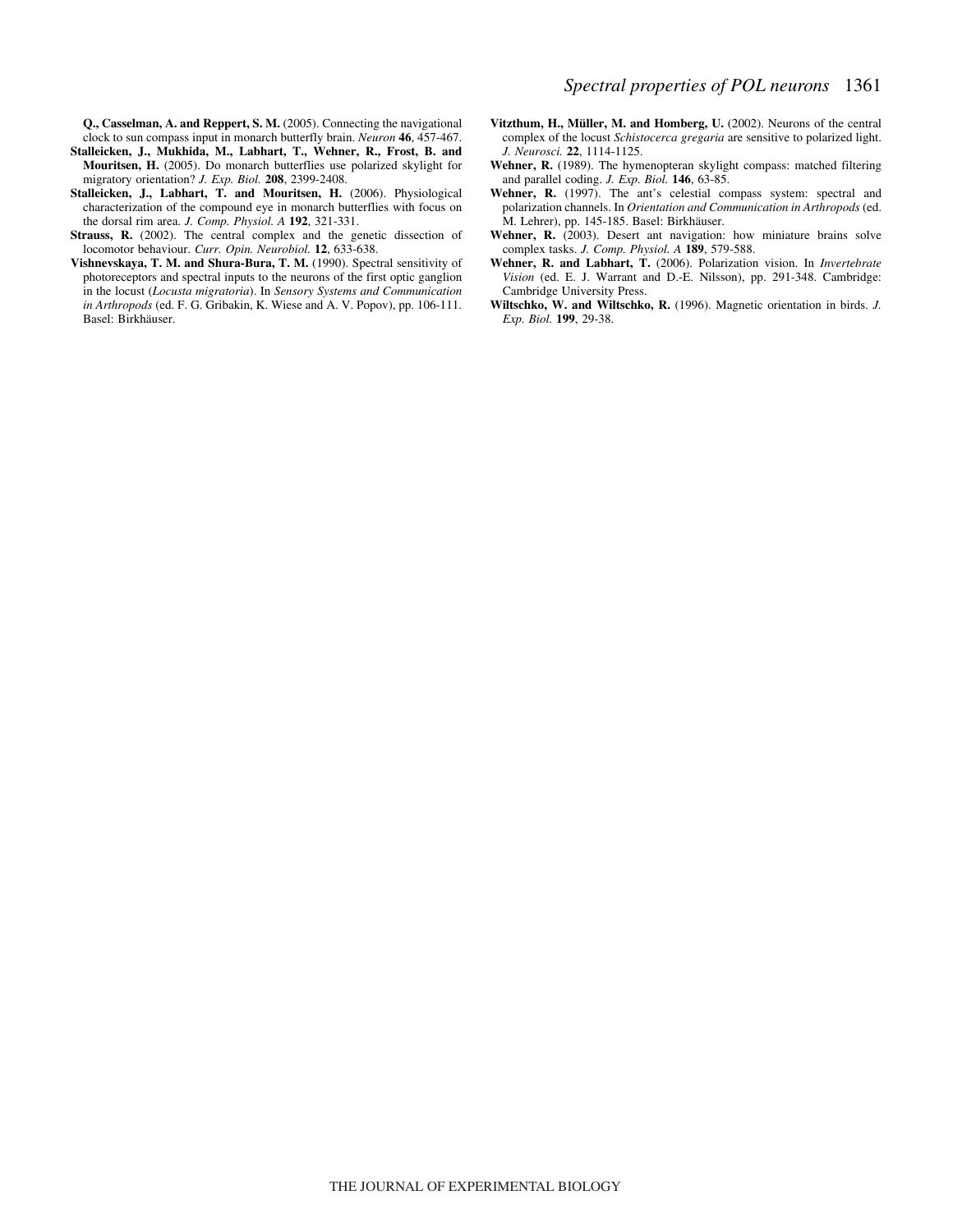**Q., Casselman, A. and Reppert, S. M.** (2005). Connecting the navigational clock to sun compass input in monarch butterfly brain. *Neuron* **46**, 457-467.

**Stalleicken, J., Mukhida, M., Labhart, T., Wehner, R., Frost, B. and Mouritsen, H.** (2005). Do monarch butterflies use polarized skylight for migratory orientation? *J. Exp. Biol.* **208**, 2399-2408.

**Stalleicken, J., Labhart, T. and Mouritsen, H.** (2006). Physiological characterization of the compound eye in monarch butterflies with focus on the dorsal rim area. *J. Comp. Physiol. A* **192**, 321-331.

**Strauss, R.** (2002). The central complex and the genetic dissection of locomotor behaviour. *Curr. Opin. Neurobiol.* **12**, 633-638.

**Vishnevskaya, T. M. and Shura-Bura, T. M.** (1990). Spectral sensitivity of photoreceptors and spectral inputs to the neurons of the first optic ganglion in the locust (*Locusta migratoria*). In *Sensory Systems and Communication in Arthropods* (ed. F. G. Gribakin, K. Wiese and A. V. Popov), pp. 106-111. Basel: Birkhäuser.

**Vitzthum, H., Müller, M. and Homberg, U.** (2002). Neurons of the central complex of the locust *Schistocerca gregaria* are sensitive to polarized light. *J. Neurosci.* **22**, 1114-1125.

**Wehner, R.** (1989). The hymenopteran skylight compass: matched filtering and parallel coding. *J. Exp. Biol.* **146**, 63-85.

**Wehner, R.** (1997). The ant's celestial compass system: spectral and polarization channels. In *Orientation and Communication in Arthropods* (ed. M. Lehrer), pp. 145-185. Basel: Birkhäuser.

**Wehner, R.** (2003). Desert ant navigation: how miniature brains solve complex tasks. *J. Comp. Physiol. A* **189**, 579-588.

**Wehner, R. and Labhart, T.** (2006). Polarization vision. In *Invertebrate Vision* (ed. E. J. Warrant and D.-E. Nilsson), pp. 291-348. Cambridge: Cambridge University Press.

**Wiltschko, W. and Wiltschko, R.** (1996). Magnetic orientation in birds. *J. Exp. Biol.* **199**, 29-38.